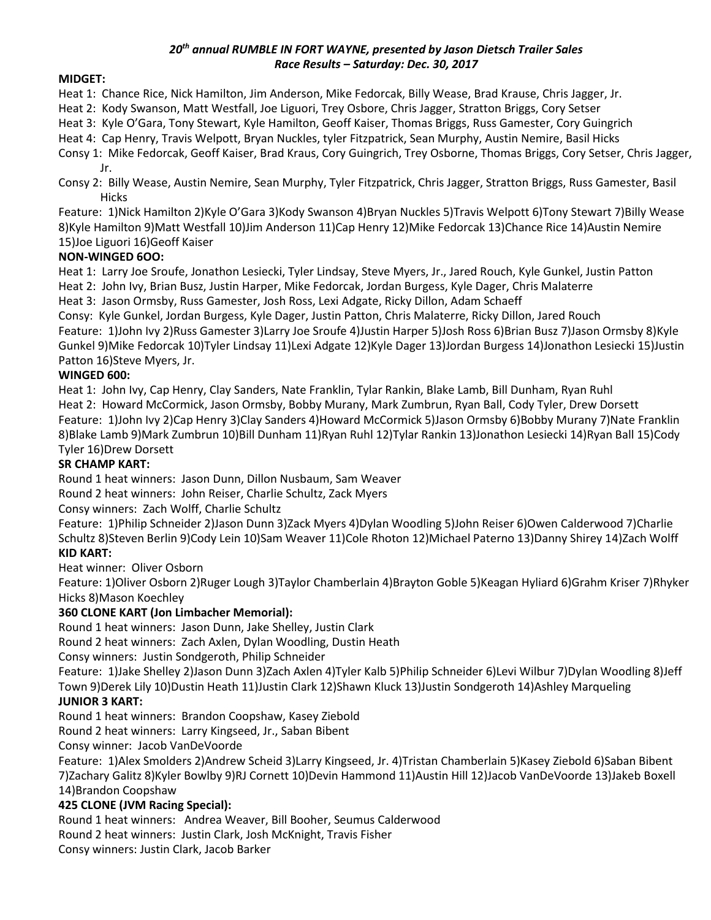***20th annual RUMBLE IN FORT WAYNE, presented by Jason Dietsch Trailer Sales***
***Race Results – Saturday: Dec. 30, 2017***

**MIDGET:**

Heat 1: Chance Rice, Nick Hamilton, Jim Anderson, Mike Fedorcak, Billy Wease, Brad Krause, Chris Jagger, Jr.

Heat 2: Kody Swanson, Matt Westfall, Joe Liguori, Trey Osbore, Chris Jagger, Stratton Briggs, Cory Setser

Heat 3: Kyle O'Gara, Tony Stewart, Kyle Hamilton, Geoff Kaiser, Thomas Briggs, Russ Gamester, Cory Guingrich

Heat 4: Cap Henry, Travis Welpott, Bryan Nuckles, tyler Fitzpatrick, Sean Murphy, Austin Nemire, Basil Hicks

Consy 1: Mike Fedorcak, Geoff Kaiser, Brad Kraus, Cory Guingrich, Trey Osborne, Thomas Briggs, Cory Setser, Chris Jagger, Jr.

Consy 2: Billy Wease, Austin Nemire, Sean Murphy, Tyler Fitzpatrick, Chris Jagger, Stratton Briggs, Russ Gamester, Basil Hicks

Feature: 1)Nick Hamilton 2)Kyle O'Gara 3)Kody Swanson 4)Bryan Nuckles 5)Travis Welpott 6)Tony Stewart 7)Billy Wease 8)Kyle Hamilton 9)Matt Westfall 10)Jim Anderson 11)Cap Henry 12)Mike Fedorcak 13)Chance Rice 14)Austin Nemire 15)Joe Liguori 16)Geoff Kaiser

**NON-WINGED 6OO:**

Heat 1: Larry Joe Sroufe, Jonathon Lesiecki, Tyler Lindsay, Steve Myers, Jr., Jared Rouch, Kyle Gunkel, Justin Patton

Heat 2: John Ivy, Brian Busz, Justin Harper, Mike Fedorcak, Jordan Burgess, Kyle Dager, Chris Malaterre

Heat 3: Jason Ormsby, Russ Gamester, Josh Ross, Lexi Adgate, Ricky Dillon, Adam Schaeff

Consy: Kyle Gunkel, Jordan Burgess, Kyle Dager, Justin Patton, Chris Malaterre, Ricky Dillon, Jared Rouch

Feature: 1)John Ivy 2)Russ Gamester 3)Larry Joe Sroufe 4)Justin Harper 5)Josh Ross 6)Brian Busz 7)Jason Ormsby 8)Kyle Gunkel 9)Mike Fedorcak 10)Tyler Lindsay 11)Lexi Adgate 12)Kyle Dager 13)Jordan Burgess 14)Jonathon Lesiecki 15)Justin Patton 16)Steve Myers, Jr.

**WINGED 600:**

Heat 1: John Ivy, Cap Henry, Clay Sanders, Nate Franklin, Tylar Rankin, Blake Lamb, Bill Dunham, Ryan Ruhl

Heat 2: Howard McCormick, Jason Ormsby, Bobby Murany, Mark Zumbrun, Ryan Ball, Cody Tyler, Drew Dorsett

Feature: 1)John Ivy 2)Cap Henry 3)Clay Sanders 4)Howard McCormick 5)Jason Ormsby 6)Bobby Murany 7)Nate Franklin 8)Blake Lamb 9)Mark Zumbrun 10)Bill Dunham 11)Ryan Ruhl 12)Tylar Rankin 13)Jonathon Lesiecki 14)Ryan Ball 15)Cody Tyler 16)Drew Dorsett

**SR CHAMP KART:**

Round 1 heat winners: Jason Dunn, Dillon Nusbaum, Sam Weaver

Round 2 heat winners: John Reiser, Charlie Schultz, Zack Myers

Consy winners: Zach Wolff, Charlie Schultz

Feature: 1)Philip Schneider 2)Jason Dunn 3)Zack Myers 4)Dylan Woodling 5)John Reiser 6)Owen Calderwood 7)Charlie Schultz 8)Steven Berlin 9)Cody Lein 10)Sam Weaver 11)Cole Rhoton 12)Michael Paterno 13)Danny Shirey 14)Zach Wolff

**KID KART:**

Heat winner: Oliver Osborn

Feature: 1)Oliver Osborn 2)Ruger Lough 3)Taylor Chamberlain 4)Brayton Goble 5)Keagan Hyliard 6)Grahm Kriser 7)Rhyker Hicks 8)Mason Koechley

**360 CLONE KART (Jon Limbacher Memorial):**

Round 1 heat winners: Jason Dunn, Jake Shelley, Justin Clark

Round 2 heat winners: Zach Axlen, Dylan Woodling, Dustin Heath

Consy winners: Justin Sondgeroth, Philip Schneider

Feature: 1)Jake Shelley 2)Jason Dunn 3)Zach Axlen 4)Tyler Kalb 5)Philip Schneider 6)Levi Wilbur 7)Dylan Woodling 8)Jeff Town 9)Derek Lily 10)Dustin Heath 11)Justin Clark 12)Shawn Kluck 13)Justin Sondgeroth 14)Ashley Marqueling

**JUNIOR 3 KART:**

Round 1 heat winners: Brandon Coopshaw, Kasey Ziebold

Round 2 heat winners: Larry Kingseed, Jr., Saban Bibent

Consy winner: Jacob VanDeVoorde

Feature: 1)Alex Smolders 2)Andrew Scheid 3)Larry Kingseed, Jr. 4)Tristan Chamberlain 5)Kasey Ziebold 6)Saban Bibent 7)Zachary Galitz 8)Kyler Bowlby 9)RJ Cornett 10)Devin Hammond 11)Austin Hill 12)Jacob VanDeVoorde 13)Jakeb Boxell 14)Brandon Coopshaw

**425 CLONE (JVM Racing Special):**

Round 1 heat winners: Andrea Weaver, Bill Booher, Seumus Calderwood

Round 2 heat winners: Justin Clark, Josh McKnight, Travis Fisher

Consy winners: Justin Clark, Jacob Barker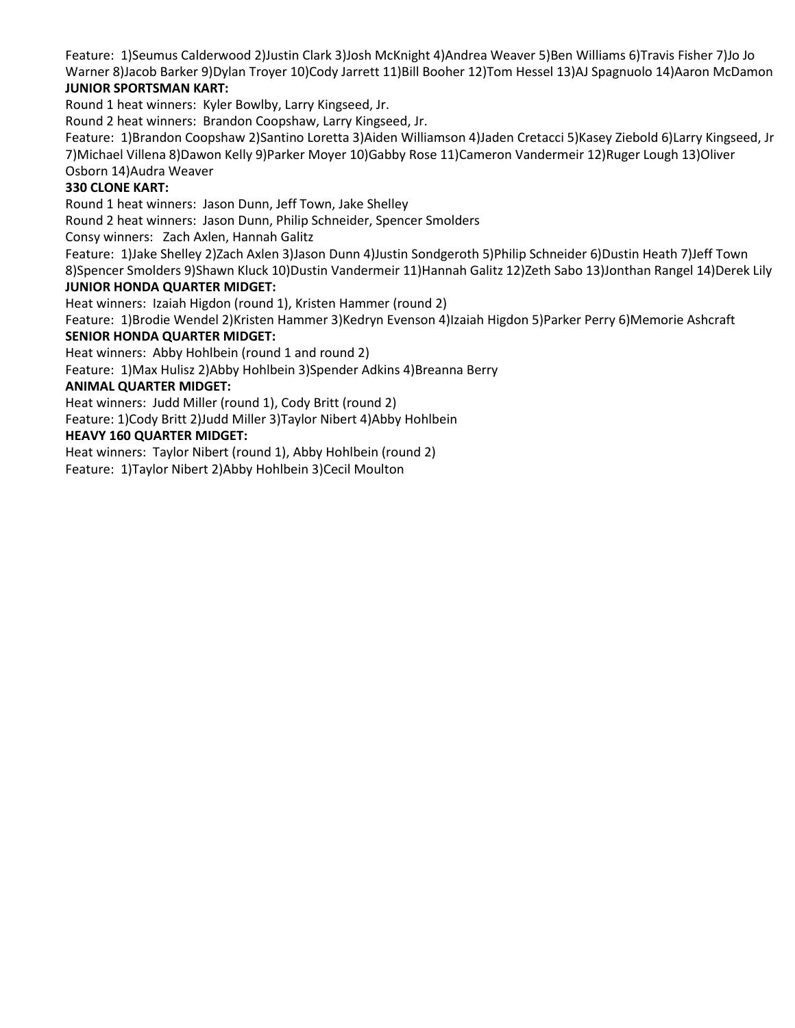Feature: 1)Seumus Calderwood 2)Justin Clark 3)Josh McKnight 4)Andrea Weaver 5)Ben Williams 6)Travis Fisher 7)Jo Jo Warner 8)Jacob Barker 9)Dylan Troyer 10)Cody Jarrett 11)Bill Booher 12)Tom Hessel 13)AJ Spagnuolo 14)Aaron McDamon

**JUNIOR SPORTSMAN KART:**

Round 1 heat winners: Kyler Bowlby, Larry Kingseed, Jr.

Round 2 heat winners: Brandon Coopshaw, Larry Kingseed, Jr.

Feature: 1)Brandon Coopshaw 2)Santino Loretta 3)Aiden Williamson 4)Jaden Cretacci 5)Kasey Ziebold 6)Larry Kingseed, Jr 7)Michael Villena 8)Dawon Kelly 9)Parker Moyer 10)Gabby Rose 11)Cameron Vandermeir 12)Ruger Lough 13)Oliver Osborn 14)Audra Weaver

**330 CLONE KART:**

Round 1 heat winners: Jason Dunn, Jeff Town, Jake Shelley

Round 2 heat winners: Jason Dunn, Philip Schneider, Spencer Smolders

Consy winners: Zach Axlen, Hannah Galitz

Feature: 1)Jake Shelley 2)Zach Axlen 3)Jason Dunn 4)Justin Sondgeroth 5)Philip Schneider 6)Dustin Heath 7)Jeff Town 8)Spencer Smolders 9)Shawn Kluck 10)Dustin Vandermeir 11)Hannah Galitz 12)Zeth Sabo 13)Jonthan Rangel 14)Derek Lily

**JUNIOR HONDA QUARTER MIDGET:**

Heat winners: Izaiah Higdon (round 1), Kristen Hammer (round 2)

Feature: 1)Brodie Wendel 2)Kristen Hammer 3)Kedryn Evenson 4)Izaiah Higdon 5)Parker Perry 6)Memorie Ashcraft

**SENIOR HONDA QUARTER MIDGET:**

Heat winners: Abby Hohlbein (round 1 and round 2)

Feature: 1)Max Hulisz 2)Abby Hohlbein 3)Spender Adkins 4)Breanna Berry

**ANIMAL QUARTER MIDGET:**

Heat winners: Judd Miller (round 1), Cody Britt (round 2)

Feature: 1)Cody Britt 2)Judd Miller 3)Taylor Nibert 4)Abby Hohlbein

**HEAVY 160 QUARTER MIDGET:**

Heat winners: Taylor Nibert (round 1), Abby Hohlbein (round 2)

Feature: 1)Taylor Nibert 2)Abby Hohlbein 3)Cecil Moulton